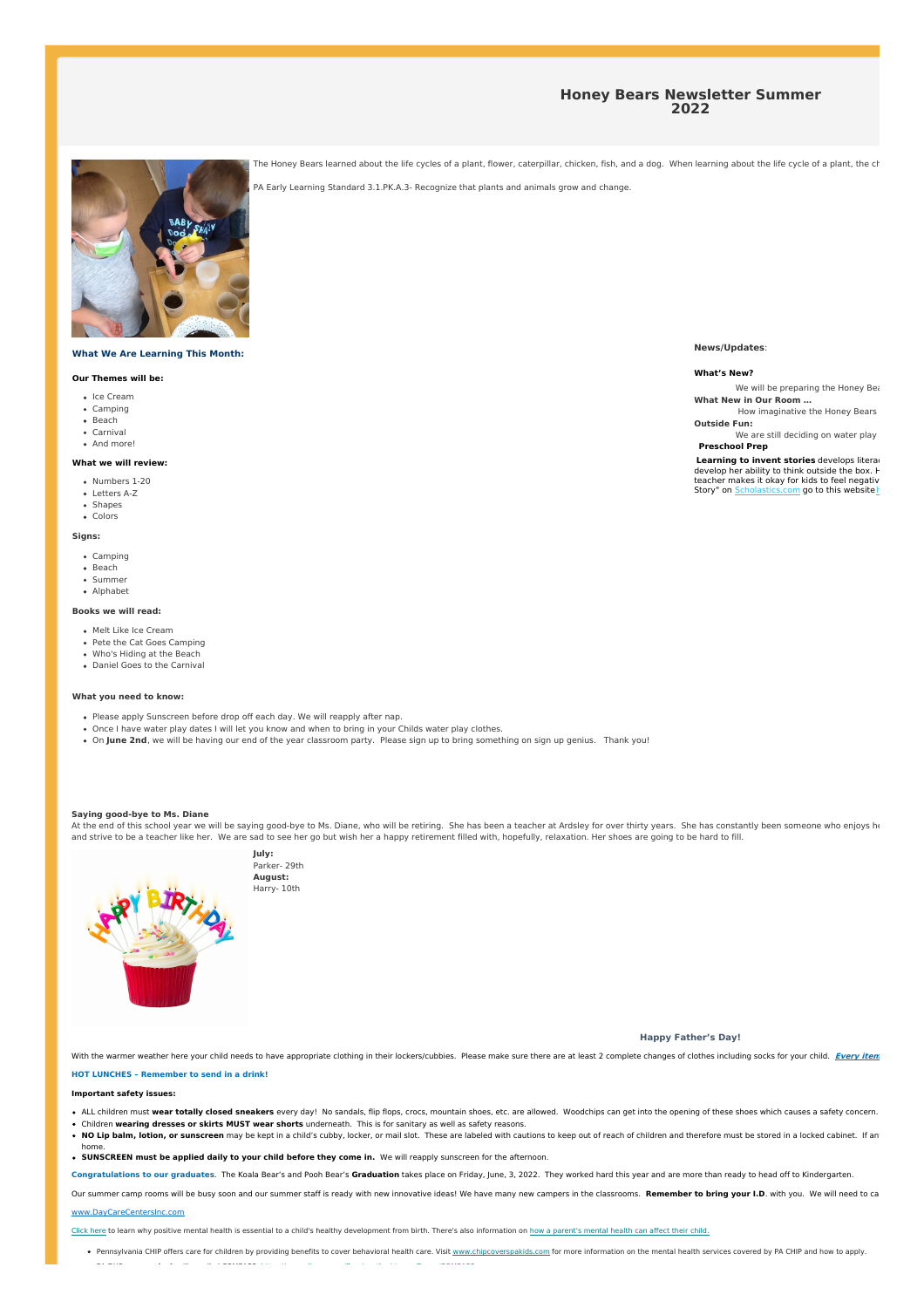# Honey Bears Newsletter Summer 2022

The Honey Bears learned about the life cycles of a plant, flower, caterpillar, chicken, fish, and a dog. When learning about the life cycle of a plant, the ch

PA Early Learning Standard 3.1.PK.A.3- Recognize that plants and animals grow and change.

**What We Are Learning This Month:**

**Our Themes will be:**

- Ice Cream
- Camping
- Beach
- Carnival
- And more!

**What we will review:**

- Numbers 1-20
- Letters A-Z
- Shapes
- Colors

**Signs:**

- Camping
- Beach
- Summer
- Alphabet

**Books we will read:**

- Melt Like Ice Cream
- Pete the Cat Goes Camping
- Who's Hiding at the Beach
- Daniel Goes to the Carnival

**News/Updates**:

**What's New?**

We will be preparing the Honey Be

**What New in Our Room …**

How imaginative the Honey Bears

**Outside Fun:**

We are still deciding on water play

**Preschool Prep**

**Learning to invent stories** develops litera develop her ability to think outside the box. H teacher makes it okay for kids to feel negativ Story" on Scholastics.com go to this website

**What you need to know:**

- Please apply Sunscreen before drop off each day. We will reapply after nap.
- Once I have water play dates I will let you know and when to bring in your Childs water play clothes.
- On **June 2nd**, we will be having our end of the year classroom party. Please sign up to bring something on sign up genius. Thank you!

**Saying good-bye to Ms. Diane**

At the end of this school year we will be saying good-bye to Ms. Diane, who will be retiring. She has been a teacher at Ardsley for over thirty years. She has constantly been someone who enjoys he and strive to be a teacher like her. We are sad to see her go but wish her a happy retirement filled with, hopefully, relaxation. Her shoes are going to be hard to fill.

**July:**
Parker- 29th
**August:**
Harry- 10th

**Happy Father's Day!**

With the warmer weather here your child needs to have appropriate clothing in their lockers/cubbies. Please make sure there are at least 2 complete changes of clothes including socks for your child. ***Every item***

**HOT LUNCHES – Remember to send in a drink!**

**Important safety issues:**

- ALL children must **wear totally closed sneakers** every day! No sandals, flip flops, crocs, mountain shoes, etc. are allowed. Woodchips can get into the opening of these shoes which causes a safety concern.
- Children **wearing dresses or skirts MUST wear shorts** underneath. This is for sanitary as well as safety reasons.
- **NO Lip balm, lotion, or sunscreen** may be kept in a child's cubby, locker, or mail slot. These are labeled with cautions to keep out of reach of children and therefore must be stored in a locked cabinet. If an home.
- **SUNSCREEN must be applied daily to your child before they come in.** We will reapply sunscreen for the afternoon.

**Congratulations to our graduates**. The Koala Bear's and Pooh Bear's **Graduation** takes place on Friday, June, 3, 2022. They worked hard this year and are more than ready to head off to Kindergarten.

Our summer camp rooms will be busy soon and our summer staff is ready with new innovative ideas! We have many new campers in the classrooms. **Remember to bring your I.D**. with you. We will need to ca

www.DayCareCentersInc.com

Click here to learn why positive mental health is essential to a child's healthy development from birth. There's also information on how a parent's mental health can affect their child.

- Pennsylvania CHIP offers care for children by providing benefits to cover behavioral health care. Visit www.chipcoverspakids.com for more information on the mental health services covered by PA CHIP and how to apply.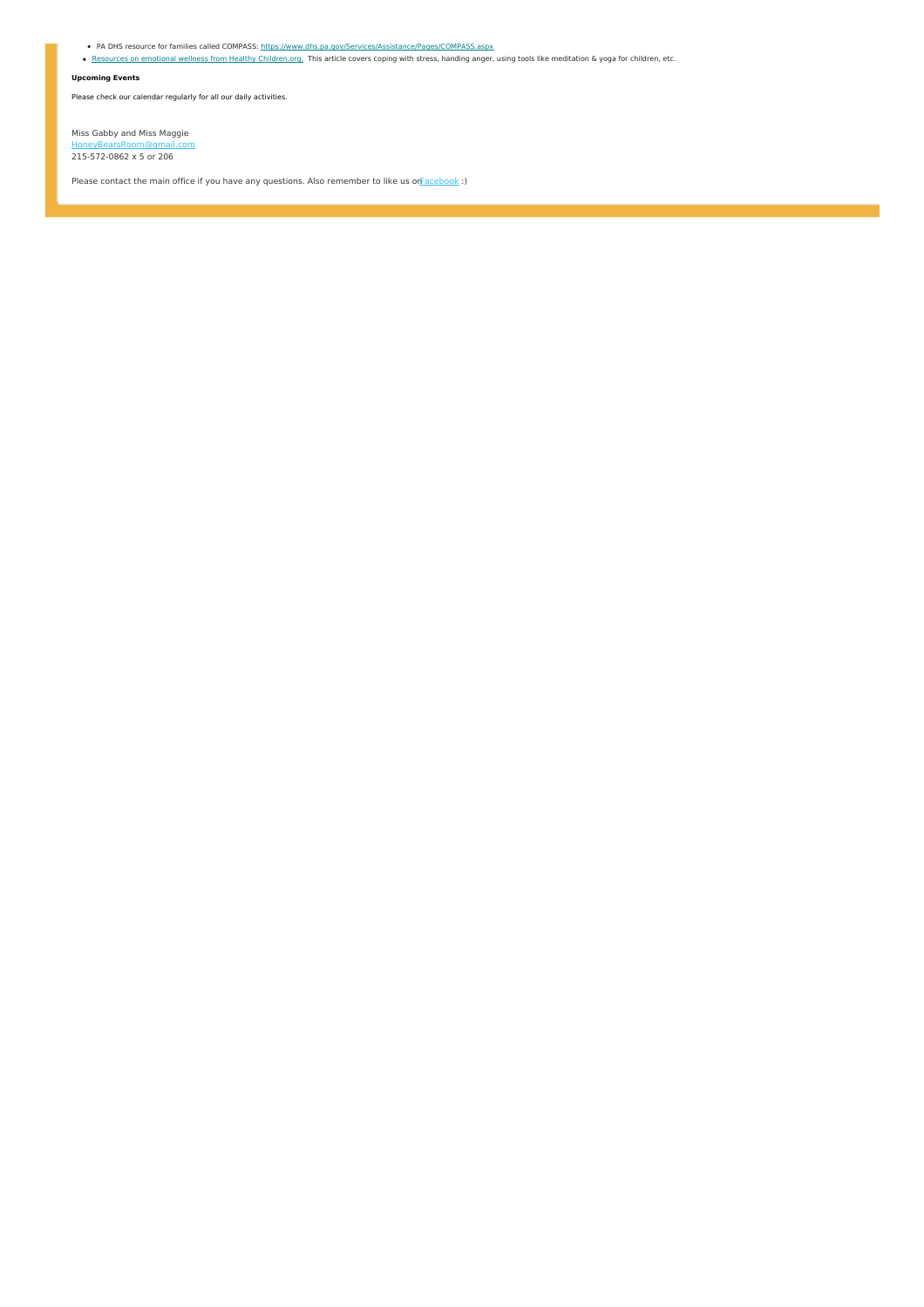- PA DHS resource for families called COMPASS: https://www.dhs.pa.gov/Services/Assistance/Pages/COMPASS.aspx
- Resources on emotional wellness from Healthy Children.org. This article covers coping with stress, handing anger, using tools like meditation & yoga for children, etc.

**Upcoming Events**

Please check our calendar regularly for all our daily activities.

Miss Gabby and Miss Maggie
HoneyBearsRoom@gmail.com
215-572-0862 x 5 or 206

Please contact the main office if you have any questions. Also remember to like us on Facebook :)